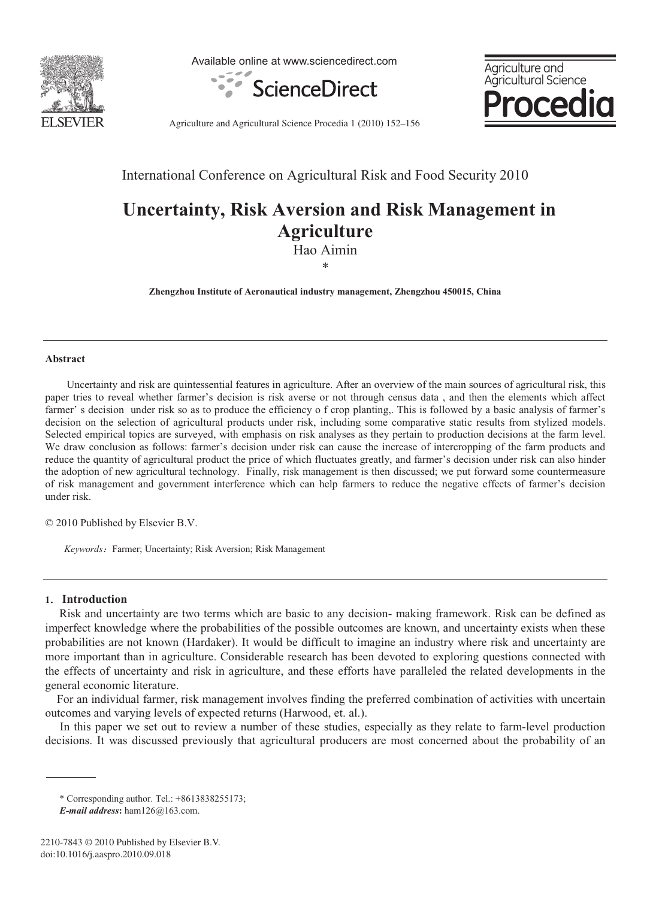International Conference on Agricultural Risk and Food Security 2010

# Uncertainty, Risk Aversion and Risk Management in Agriculture

Hao Aimin

*

**Zhengzhou Institute of Aeronautical industry management, Zhengzhou 450015, China**

---

### Abstract

Uncertainty and risk are quintessential features in agriculture. After an overview of the main sources of agricultural risk, this paper tries to reveal whether farmer's decision is risk averse or not through census data , and then the elements which affect farmer' s decision under risk so as to produce the efficiency o f crop planting,. This is followed by a basic analysis of farmer's decision on the selection of agricultural products under risk, including some comparative static results from stylized models. Selected empirical topics are surveyed, with emphasis on risk analyses as they pertain to production decisions at the farm level. We draw conclusion as follows: farmer's decision under risk can cause the increase of intercropping of the farm products and reduce the quantity of agricultural product the price of which fluctuates greatly, and farmer's decision under risk can also hinder the adoption of new agricultural technology. Finally, risk management is then discussed; we put forward some countermeasure of risk management and government interference which can help farmers to reduce the negative effects of farmer's decision under risk.

© 2010 Published by Elsevier B.V.

*Keywords*：Farmer; Uncertainty; Risk Aversion; Risk Management

---

## 1. Introduction

Risk and uncertainty are two terms which are basic to any decision- making framework. Risk can be defined as imperfect knowledge where the probabilities of the possible outcomes are known, and uncertainty exists when these probabilities are not known (Hardaker). It would be difficult to imagine an industry where risk and uncertainty are more important than in agriculture. Considerable research has been devoted to exploring questions connected with the effects of uncertainty and risk in agriculture, and these efforts have paralleled the related developments in the general economic literature.

For an individual farmer, risk management involves finding the preferred combination of activities with uncertain outcomes and varying levels of expected returns (Harwood, et. al.).

In this paper we set out to review a number of these studies, especially as they relate to farm-level production decisions. It was discussed previously that agricultural producers are most concerned about the probability of an

---

\* Corresponding author. Tel.: +8613838255173;

***E-mail address*:** ham126@163.com.

2210-7843 © 2010 Published by Elsevier B.V.

doi:10.1016/j.aaspro.2010.09.018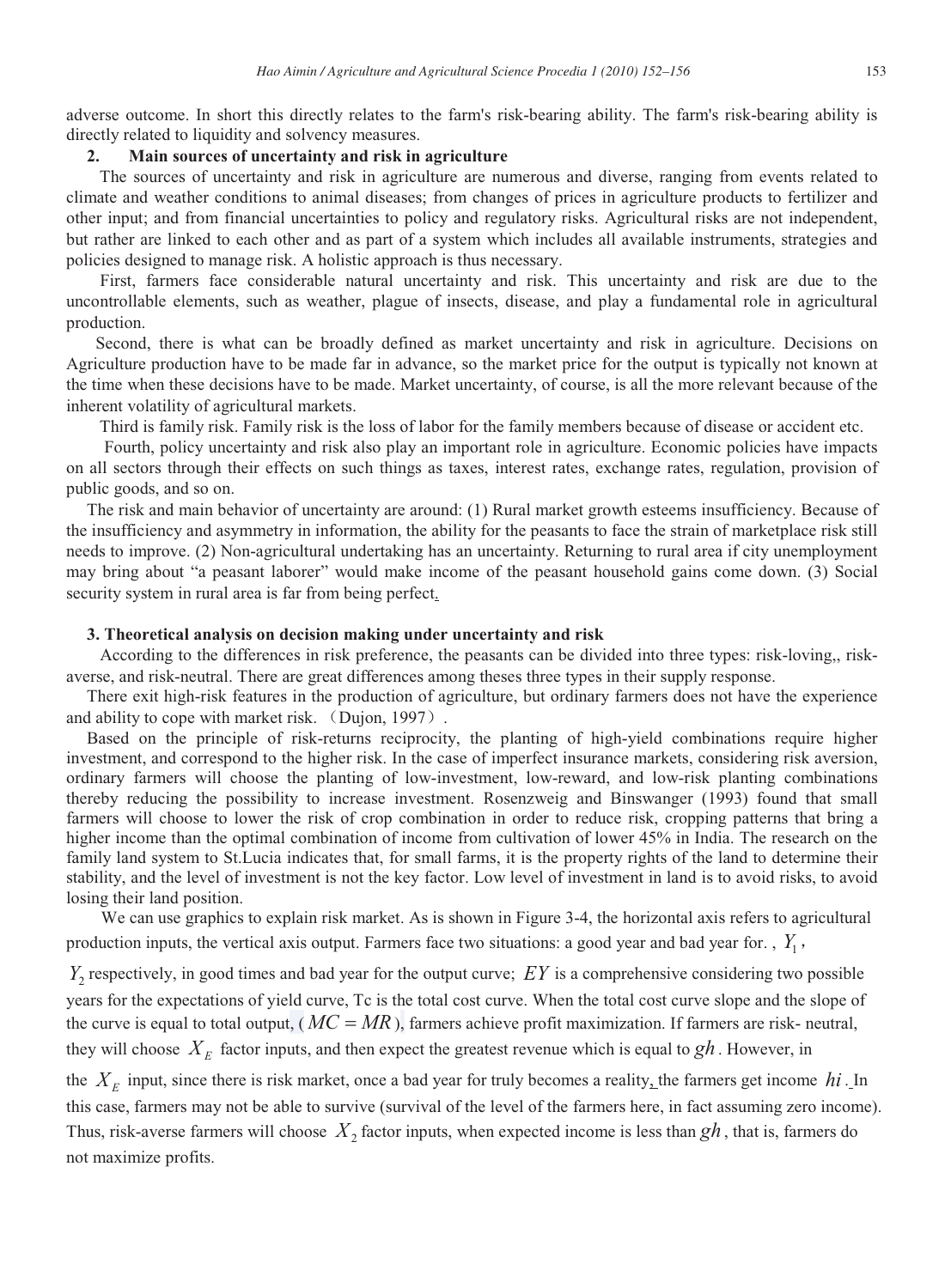adverse outcome. In short this directly relates to the farm's risk-bearing ability. The farm's risk-bearing ability is directly related to liquidity and solvency measures.

## 2. Main sources of uncertainty and risk in agriculture

The sources of uncertainty and risk in agriculture are numerous and diverse, ranging from events related to climate and weather conditions to animal diseases; from changes of prices in agriculture products to fertilizer and other input; and from financial uncertainties to policy and regulatory risks. Agricultural risks are not independent, but rather are linked to each other and as part of a system which includes all available instruments, strategies and policies designed to manage risk. A holistic approach is thus necessary.

First, farmers face considerable natural uncertainty and risk. This uncertainty and risk are due to the uncontrollable elements, such as weather, plague of insects, disease, and play a fundamental role in agricultural production.

Second, there is what can be broadly defined as market uncertainty and risk in agriculture. Decisions on Agriculture production have to be made far in advance, so the market price for the output is typically not known at the time when these decisions have to be made. Market uncertainty, of course, is all the more relevant because of the inherent volatility of agricultural markets.

Third is family risk. Family risk is the loss of labor for the family members because of disease or accident etc.

Fourth, policy uncertainty and risk also play an important role in agriculture. Economic policies have impacts on all sectors through their effects on such things as taxes, interest rates, exchange rates, regulation, provision of public goods, and so on.

The risk and main behavior of uncertainty are around: (1) Rural market growth esteems insufficiency. Because of the insufficiency and asymmetry in information, the ability for the peasants to face the strain of marketplace risk still needs to improve. (2) Non-agricultural undertaking has an uncertainty. Returning to rural area if city unemployment may bring about "a peasant laborer" would make income of the peasant household gains come down. (3) Social security system in rural area is far from being perfect.

## 3. Theoretical analysis on decision making under uncertainty and risk

According to the differences in risk preference, the peasants can be divided into three types: risk-loving,, risk-averse, and risk-neutral. There are great differences among theses three types in their supply response.

There exit high-risk features in the production of agriculture, but ordinary farmers does not have the experience and ability to cope with market risk. （Dujon, 1997）.

Based on the principle of risk-returns reciprocity, the planting of high-yield combinations require higher investment, and correspond to the higher risk. In the case of imperfect insurance markets, considering risk aversion, ordinary farmers will choose the planting of low-investment, low-reward, and low-risk planting combinations thereby reducing the possibility to increase investment. Rosenzweig and Binswanger (1993) found that small farmers will choose to lower the risk of crop combination in order to reduce risk, cropping patterns that bring a higher income than the optimal combination of income from cultivation of lower 45% in India. The research on the family land system to St.Lucia indicates that, for small farms, it is the property rights of the land to determine their stability, and the level of investment is not the key factor. Low level of investment in land is to avoid risks, to avoid losing their land position.

We can use graphics to explain risk market. As is shown in Figure 3-4, the horizontal axis refers to agricultural production inputs, the vertical axis output. Farmers face two situations: a good year and bad year for. , $Y_1$, $Y_2$ respectively, in good times and bad year for the output curve; $EY$ is a comprehensive considering two possible years for the expectations of yield curve, Tc is the total cost curve. When the total cost curve slope and the slope of the curve is equal to total output, ($MC = MR$), farmers achieve profit maximization. If farmers are risk- neutral, they will choose $X_E$ factor inputs, and then expect the greatest revenue which is equal to $gh$. However, in the $X_E$ input, since there is risk market, once a bad year for truly becomes a reality, the farmers get income $hi$. In this case, farmers may not be able to survive (survival of the level of the farmers here, in fact assuming zero income). Thus, risk-averse farmers will choose $X_2$ factor inputs, when expected income is less than $gh$, that is, farmers do not maximize profits.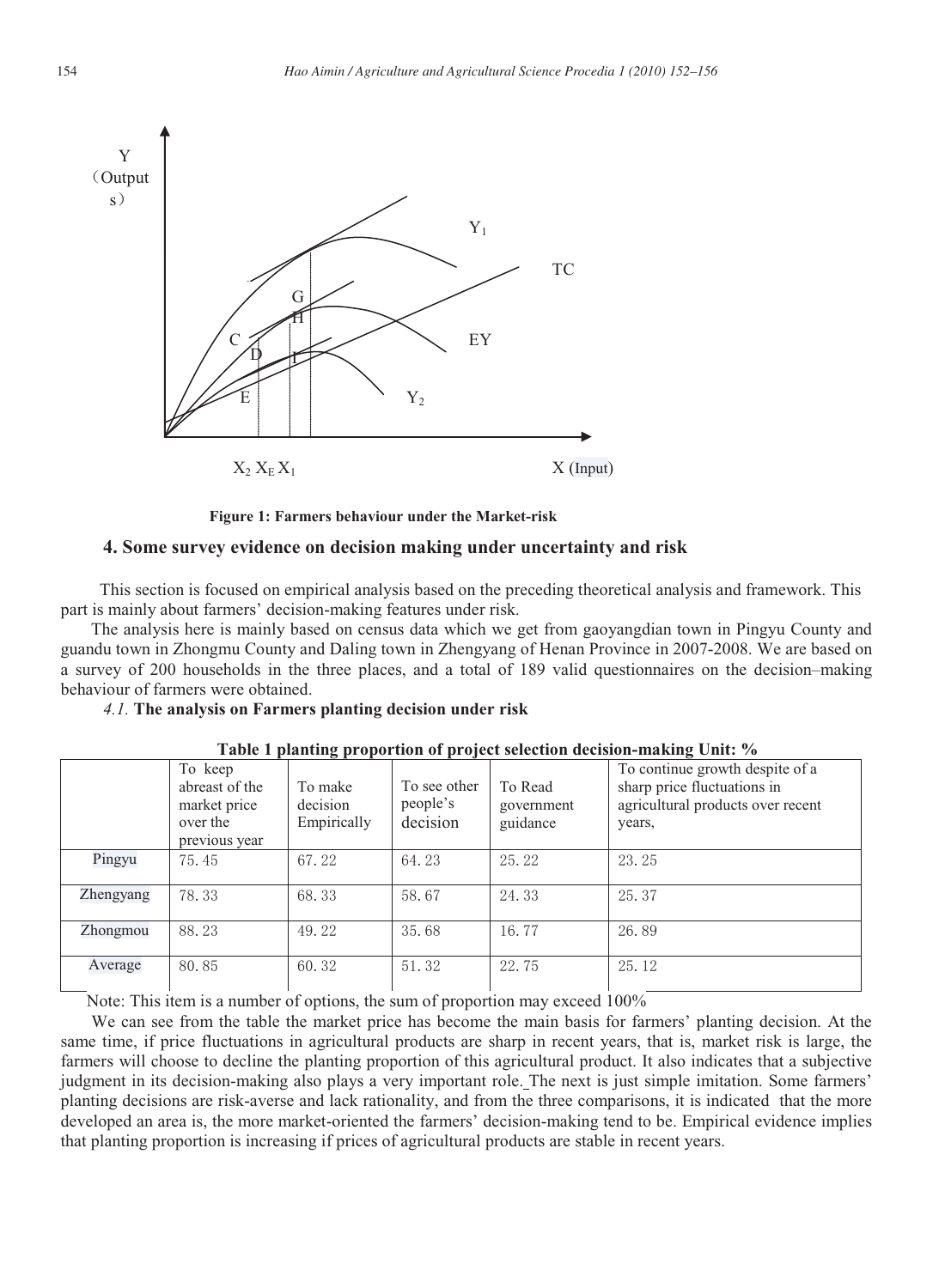Figure 1: Farmers behaviour under the Market-risk

## 4. Some survey evidence on decision making under uncertainty and risk

This section is focused on empirical analysis based on the preceding theoretical analysis and framework. This part is mainly about farmers' decision-making features under risk.

The analysis here is mainly based on census data which we get from gaoyangdian town in Pingyu County and guandu town in Zhongmu County and Daling town in Zhengyang of Henan Province in 2007-2008. We are based on a survey of 200 households in the three places, and a total of 189 valid questionnaires on the decision–making behaviour of farmers were obtained.

### *4.1.* **The analysis on Farmers planting decision under risk**

**Table 1 planting proportion of project selection decision-making Unit: %**

| | To keep abreast of the market price over the previous year | To make decision Empirically | To see other people's decision | To Read government guidance | To continue growth despite of a sharp price fluctuations in agricultural products over recent years, |
|---|---|---|---|---|---|
| Pingyu | 75.45 | 67.22 | 64.23 | 25.22 | 23.25 |
| Zhengyang | 78.33 | 68.33 | 58.67 | 24.33 | 25.37 |
| Zhongmou | 88.23 | 49.22 | 35.68 | 16.77 | 26.89 |
| Average | 80.85 | 60.32 | 51.32 | 22.75 | 25.12 |

Note: This item is a number of options, the sum of proportion may exceed 100%

We can see from the table the market price has become the main basis for farmers' planting decision. At the same time, if price fluctuations in agricultural products are sharp in recent years, that is, market risk is large, the farmers will choose to decline the planting proportion of this agricultural product. It also indicates that a subjective judgment in its decision-making also plays a very important role. The next is just simple imitation. Some farmers' planting decisions are risk-averse and lack rationality, and from the three comparisons, it is indicated that the more developed an area is, the more market-oriented the farmers' decision-making tend to be. Empirical evidence implies that planting proportion is increasing if prices of agricultural products are stable in recent years.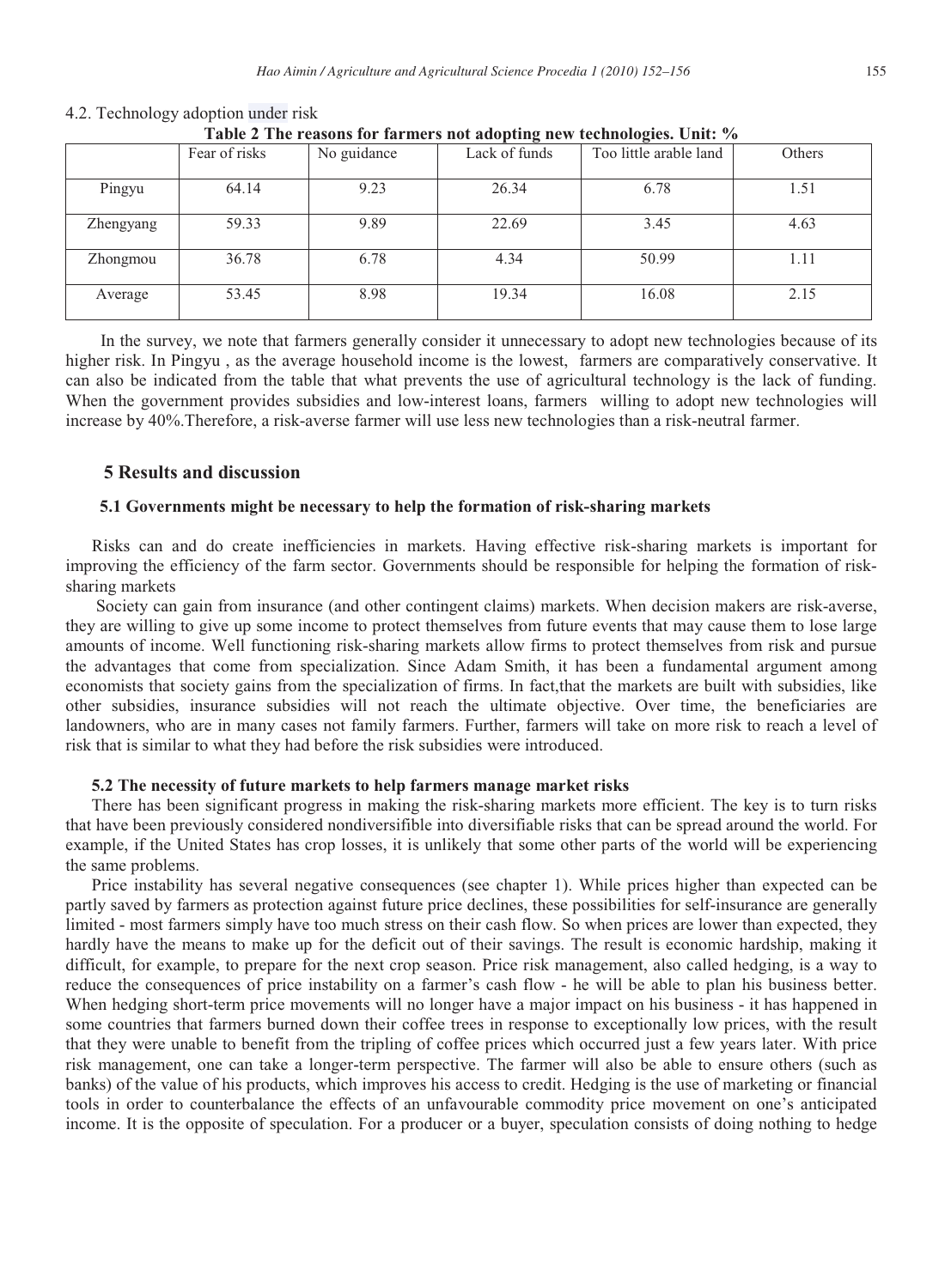4.2. Technology adoption under risk

**Table 2 The reasons for farmers not adopting new technologies. Unit: %**

| | Fear of risks | No guidance | Lack of funds | Too little arable land | Others |
|---|---|---|---|---|---|
| Pingyu | 64.14 | 9.23 | 26.34 | 6.78 | 1.51 |
| Zhengyang | 59.33 | 9.89 | 22.69 | 3.45 | 4.63 |
| Zhongmou | 36.78 | 6.78 | 4.34 | 50.99 | 1.11 |
| Average | 53.45 | 8.98 | 19.34 | 16.08 | 2.15 |

In the survey, we note that farmers generally consider it unnecessary to adopt new technologies because of its higher risk. In Pingyu , as the average household income is the lowest, farmers are comparatively conservative. It can also be indicated from the table that what prevents the use of agricultural technology is the lack of funding. When the government provides subsidies and low-interest loans, farmers willing to adopt new technologies will increase by 40%.Therefore, a risk-averse farmer will use less new technologies than a risk-neutral farmer.

## 5 Results and discussion

### 5.1 Governments might be necessary to help the formation of risk-sharing markets

Risks can and do create inefficiencies in markets. Having effective risk-sharing markets is important for improving the efficiency of the farm sector. Governments should be responsible for helping the formation of risk-sharing markets

Society can gain from insurance (and other contingent claims) markets. When decision makers are risk-averse, they are willing to give up some income to protect themselves from future events that may cause them to lose large amounts of income. Well functioning risk-sharing markets allow firms to protect themselves from risk and pursue the advantages that come from specialization. Since Adam Smith, it has been a fundamental argument among economists that society gains from the specialization of firms. In fact,that the markets are built with subsidies, like other subsidies, insurance subsidies will not reach the ultimate objective. Over time, the beneficiaries are landowners, who are in many cases not family farmers. Further, farmers will take on more risk to reach a level of risk that is similar to what they had before the risk subsidies were introduced.

### 5.2 The necessity of future markets to help farmers manage market risks

There has been significant progress in making the risk-sharing markets more efficient. The key is to turn risks that have been previously considered nondiversifible into diversifiable risks that can be spread around the world. For example, if the United States has crop losses, it is unlikely that some other parts of the world will be experiencing the same problems.

Price instability has several negative consequences (see chapter 1). While prices higher than expected can be partly saved by farmers as protection against future price declines, these possibilities for self-insurance are generally limited - most farmers simply have too much stress on their cash flow. So when prices are lower than expected, they hardly have the means to make up for the deficit out of their savings. The result is economic hardship, making it difficult, for example, to prepare for the next crop season. Price risk management, also called hedging, is a way to reduce the consequences of price instability on a farmer's cash flow - he will be able to plan his business better. When hedging short-term price movements will no longer have a major impact on his business - it has happened in some countries that farmers burned down their coffee trees in response to exceptionally low prices, with the result that they were unable to benefit from the tripling of coffee prices which occurred just a few years later. With price risk management, one can take a longer-term perspective. The farmer will also be able to ensure others (such as banks) of the value of his products, which improves his access to credit. Hedging is the use of marketing or financial tools in order to counterbalance the effects of an unfavourable commodity price movement on one's anticipated income. It is the opposite of speculation. For a producer or a buyer, speculation consists of doing nothing to hedge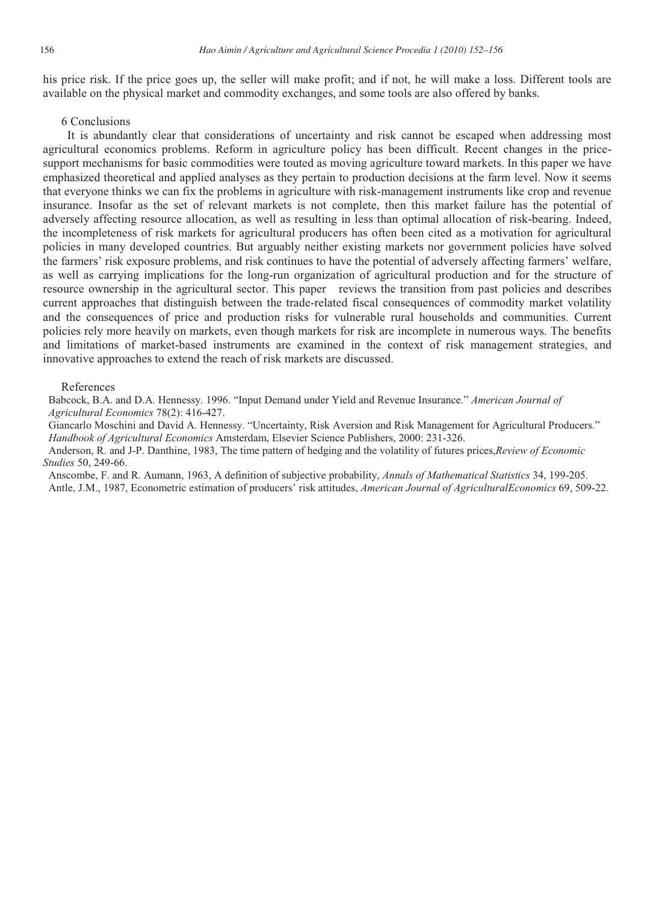his price risk. If the price goes up, the seller will make profit; and if not, he will make a loss. Different tools are available on the physical market and commodity exchanges, and some tools are also offered by banks.

## 6 Conclusions

It is abundantly clear that considerations of uncertainty and risk cannot be escaped when addressing most agricultural economics problems. Reform in agriculture policy has been difficult. Recent changes in the price-support mechanisms for basic commodities were touted as moving agriculture toward markets. In this paper we have emphasized theoretical and applied analyses as they pertain to production decisions at the farm level. Now it seems that everyone thinks we can fix the problems in agriculture with risk-management instruments like crop and revenue insurance. Insofar as the set of relevant markets is not complete, then this market failure has the potential of adversely affecting resource allocation, as well as resulting in less than optimal allocation of risk-bearing. Indeed, the incompleteness of risk markets for agricultural producers has often been cited as a motivation for agricultural policies in many developed countries. But arguably neither existing markets nor government policies have solved the farmers' risk exposure problems, and risk continues to have the potential of adversely affecting farmers' welfare, as well as carrying implications for the long-run organization of agricultural production and for the structure of resource ownership in the agricultural sector. This paper reviews the transition from past policies and describes current approaches that distinguish between the trade-related fiscal consequences of commodity market volatility and the consequences of price and production risks for vulnerable rural households and communities. Current policies rely more heavily on markets, even though markets for risk are incomplete in numerous ways. The benefits and limitations of market-based instruments are examined in the context of risk management strategies, and innovative approaches to extend the reach of risk markets are discussed.

## References

Babcock, B.A. and D.A. Hennessy. 1996. "Input Demand under Yield and Revenue Insurance." *American Journal of Agricultural Economics* 78(2): 416-427.

Giancarlo Moschini and David A. Hennessy. "Uncertainty, Risk Aversion and Risk Management for Agricultural Producers." *Handbook of Agricultural Economics* Amsterdam, Elsevier Science Publishers, 2000: 231-326.

Anderson, R. and J-P. Danthine, 1983, The time pattern of hedging and the volatility of futures prices,*Review of Economic Studies* 50, 249-66.

Anscombe, F. and R. Aumann, 1963, A definition of subjective probability, *Annals of Mathematical Statistics* 34, 199-205.

Antle, J.M., 1987, Econometric estimation of producers' risk attitudes, *American Journal of AgriculturalEconomics* 69, 509-22.